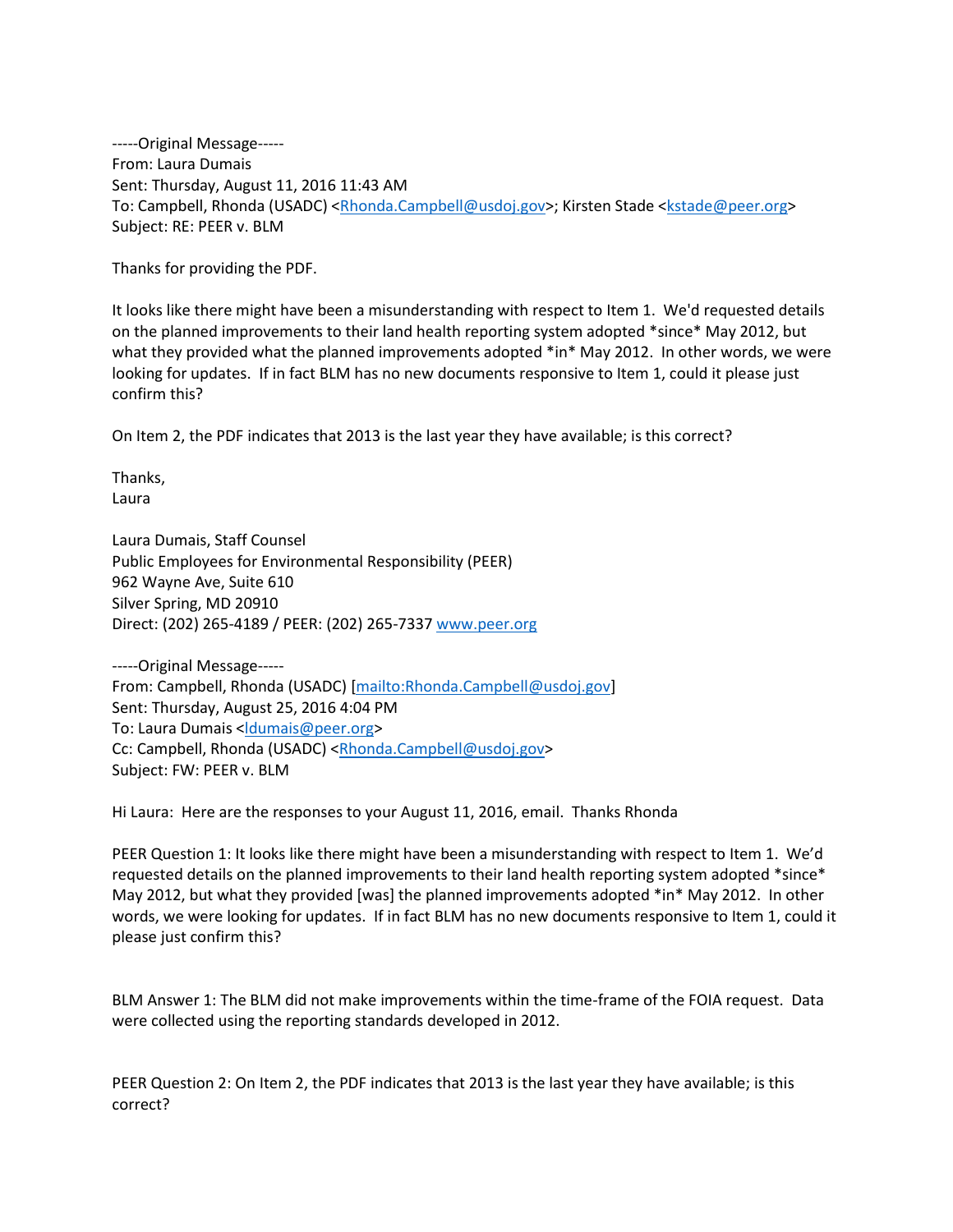-----Original Message-----
From: Laura Dumais
Sent: Thursday, August 11, 2016 11:43 AM
To: Campbell, Rhonda (USADC) <Rhonda.Campbell@usdoj.gov>; Kirsten Stade <kstade@peer.org>
Subject: RE: PEER v. BLM

Thanks for providing the PDF.

It looks like there might have been a misunderstanding with respect to Item 1. We'd requested details on the planned improvements to their land health reporting system adopted *since* May 2012, but what they provided what the planned improvements adopted *in* May 2012. In other words, we were looking for updates. If in fact BLM has no new documents responsive to Item 1, could it please just confirm this?

On Item 2, the PDF indicates that 2013 is the last year they have available; is this correct?

Thanks,
Laura

Laura Dumais, Staff Counsel
Public Employees for Environmental Responsibility (PEER)
962 Wayne Ave, Suite 610
Silver Spring, MD 20910
Direct: (202) 265-4189 / PEER: (202) 265-7337 www.peer.org

-----Original Message-----
From: Campbell, Rhonda (USADC) [mailto:Rhonda.Campbell@usdoj.gov]
Sent: Thursday, August 25, 2016 4:04 PM
To: Laura Dumais <ldumais@peer.org>
Cc: Campbell, Rhonda (USADC) <Rhonda.Campbell@usdoj.gov>
Subject: FW: PEER v. BLM

Hi Laura: Here are the responses to your August 11, 2016, email. Thanks Rhonda

PEER Question 1: It looks like there might have been a misunderstanding with respect to Item 1. We'd requested details on the planned improvements to their land health reporting system adopted *since* May 2012, but what they provided [was] the planned improvements adopted *in* May 2012. In other words, we were looking for updates. If in fact BLM has no new documents responsive to Item 1, could it please just confirm this?

BLM Answer 1: The BLM did not make improvements within the time-frame of the FOIA request. Data were collected using the reporting standards developed in 2012.

PEER Question 2: On Item 2, the PDF indicates that 2013 is the last year they have available; is this correct?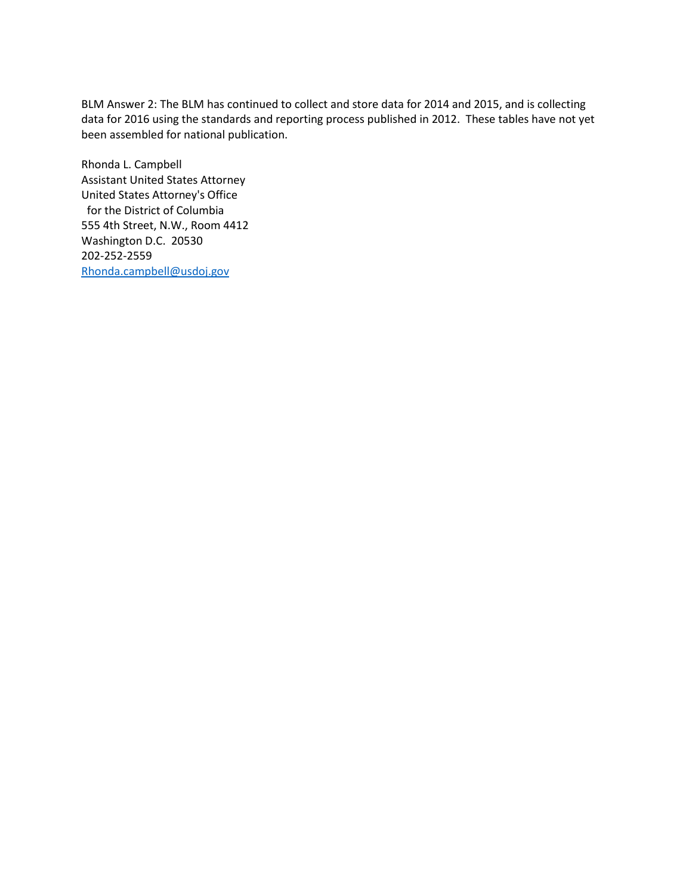BLM Answer 2: The BLM has continued to collect and store data for 2014 and 2015, and is collecting data for 2016 using the standards and reporting process published in 2012. These tables have not yet been assembled for national publication.

Rhonda L. Campbell
Assistant United States Attorney
United States Attorney's Office
for the District of Columbia
555 4th Street, N.W., Room 4412
Washington D.C. 20530
202-252-2559
Rhonda.campbell@usdoj.gov